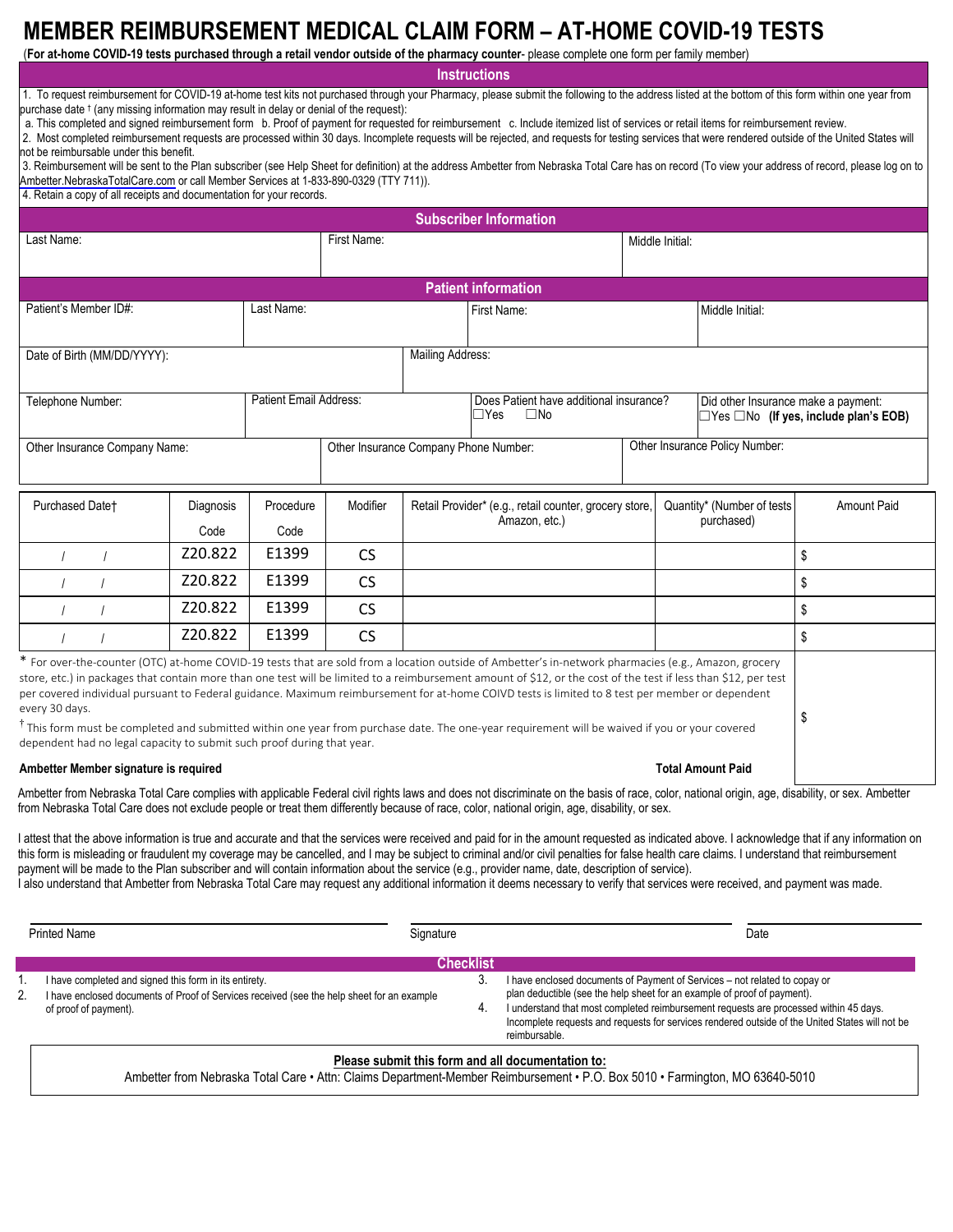# MEMBER REIMBURSEMENT MEDICAL CLAIM FORM – AT-HOME COVID-19 TESTS

(**For at-home COVID-19 tests purchased through a retail vendor outside of the pharmacy counter**- please complete one form per family member)

## Instructions

1. To request reimbursement for COVID-19 at-home test kits not purchased through your Pharmacy, please submit the following to the address listed at the bottom of this form within one year from purchase date † (any missing information may result in delay or denial of the request):
   a. This completed and signed reimbursement form b. Proof of payment for requested for reimbursement c. Include itemized list of services or retail items for reimbursement review.
2. Most completed reimbursement requests are processed within 30 days. Incomplete requests will be rejected, and requests for testing services that were rendered outside of the United States will not be reimbursable under this benefit.
3. Reimbursement will be sent to the Plan subscriber (see Help Sheet for definition) at the address Ambetter from Nebraska Total Care has on record (To view your address of record, please log on to Ambetter.NebraskaTotalCare.com or call Member Services at 1-833-890-0329 (TTY 711)).
4. Retain a copy of all receipts and documentation for your records.

## Subscriber Information

| Last Name: | First Name: | Middle Initial: |
|---|---|---|
| | | |

## Patient information

| Patient's Member ID#: | Last Name: | First Name: | Middle Initial: |
|---|---|---|---|
| Date of Birth (MM/DD/YYYY): | Mailing Address: | | |
| Telephone Number: | Patient Email Address: | Does Patient have additional insurance? ☐Yes ☐No | Did other Insurance make a payment: ☐Yes ☐No **(If yes, include plan's EOB)** |
| Other Insurance Company Name: | Other Insurance Company Phone Number: | Other Insurance Policy Number: | |

| Purchased Date† | Diagnosis Code | Procedure Code | Modifier | Retail Provider* (e.g., retail counter, grocery store, Amazon, etc.) | Quantity* (Number of tests purchased) | Amount Paid |
|---|---|---|---|---|---|---|
| / / | Z20.822 | E1399 | CS | | | $ |
| / / | Z20.822 | E1399 | CS | | | $ |
| / / | Z20.822 | E1399 | CS | | | $ |
| / / | Z20.822 | E1399 | CS | | | $ |

\* For over-the-counter (OTC) at-home COVID-19 tests that are sold from a location outside of Ambetter's in-network pharmacies (e.g., Amazon, grocery store, etc.) in packages that contain more than one test will be limited to a reimbursement amount of $12, or the cost of the test if less than $12, per test per covered individual pursuant to Federal guidance. Maximum reimbursement for at-home COIVD tests is limited to 8 test per member or dependent every 30 days.

† This form must be completed and submitted within one year from purchase date. The one-year requirement will be waived if you or your covered dependent had no legal capacity to submit such proof during that year.

**Ambetter Member signature is required**

**Total Amount Paid** $

Ambetter from Nebraska Total Care complies with applicable Federal civil rights laws and does not discriminate on the basis of race, color, national origin, age, disability, or sex. Ambetter from Nebraska Total Care does not exclude people or treat them differently because of race, color, national origin, age, disability, or sex.

I attest that the above information is true and accurate and that the services were received and paid for in the amount requested as indicated above. I acknowledge that if any information on this form is misleading or fraudulent my coverage may be cancelled, and I may be subject to criminal and/or civil penalties for false health care claims. I understand that reimbursement payment will be made to the Plan subscriber and will contain information about the service (e.g., provider name, date, description of service).
I also understand that Ambetter from Nebraska Total Care may request any additional information it deems necessary to verify that services were received, and payment was made.

| Printed Name | Signature | Date |
|---|---|---|
| | | |

## Checklist

1. I have completed and signed this form in its entirety.
2. I have enclosed documents of Proof of Services received (see the help sheet for an example of proof of payment).
3. I have enclosed documents of Payment of Services – not related to copay or plan deductible (see the help sheet for an example of proof of payment).
4. I understand that most completed reimbursement requests are processed within 45 days. Incomplete requests and requests for services rendered outside of the United States will not be reimbursable.

**Please submit this form and all documentation to:**

Ambetter from Nebraska Total Care • Attn: Claims Department-Member Reimbursement • P.O. Box 5010 • Farmington, MO 63640-5010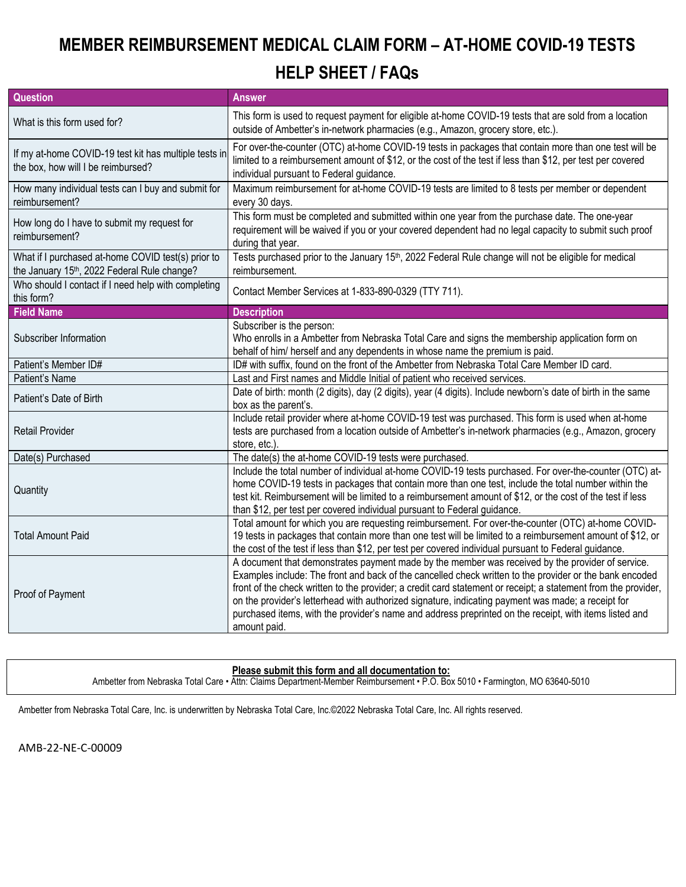# MEMBER REIMBURSEMENT MEDICAL CLAIM FORM – AT-HOME COVID-19 TESTS

## HELP SHEET / FAQs

| Question | Answer |
|---|---|
| What is this form used for? | This form is used to request payment for eligible at-home COVID-19 tests that are sold from a location outside of Ambetter's in-network pharmacies (e.g., Amazon, grocery store, etc.). |
| If my at-home COVID-19 test kit has multiple tests in the box, how will I be reimbursed? | For over-the-counter (OTC) at-home COVID-19 tests in packages that contain more than one test will be limited to a reimbursement amount of $12, or the cost of the test if less than $12, per test per covered individual pursuant to Federal guidance. |
| How many individual tests can I buy and submit for reimbursement? | Maximum reimbursement for at-home COVID-19 tests are limited to 8 tests per member or dependent every 30 days. |
| How long do I have to submit my request for reimbursement? | This form must be completed and submitted within one year from the purchase date. The one-year requirement will be waived if you or your covered dependent had no legal capacity to submit such proof during that year. |
| What if I purchased at-home COVID test(s) prior to the January 15th, 2022 Federal Rule change? | Tests purchased prior to the January 15th, 2022 Federal Rule change will not be eligible for medical reimbursement. |
| Who should I contact if I need help with completing this form? | Contact Member Services at 1-833-890-0329 (TTY 711). |
| **Field Name** | **Description** |
| Subscriber Information | Subscriber is the person: Who enrolls in a Ambetter from Nebraska Total Care and signs the membership application form on behalf of him/ herself and any dependents in whose name the premium is paid. |
| Patient's Member ID# | ID# with suffix, found on the front of the Ambetter from Nebraska Total Care Member ID card. |
| Patient's Name | Last and First names and Middle Initial of patient who received services. |
| Patient's Date of Birth | Date of birth: month (2 digits), day (2 digits), year (4 digits). Include newborn's date of birth in the same box as the parent's. |
| Retail Provider | Include retail provider where at-home COVID-19 test was purchased. This form is used when at-home tests are purchased from a location outside of Ambetter's in-network pharmacies (e.g., Amazon, grocery store, etc.). |
| Date(s) Purchased | The date(s) the at-home COVID-19 tests were purchased. |
| Quantity | Include the total number of individual at-home COVID-19 tests purchased. For over-the-counter (OTC) at-home COVID-19 tests in packages that contain more than one test, include the total number within the test kit. Reimbursement will be limited to a reimbursement amount of $12, or the cost of the test if less than $12, per test per covered individual pursuant to Federal guidance. |
| Total Amount Paid | Total amount for which you are requesting reimbursement. For over-the-counter (OTC) at-home COVID-19 tests in packages that contain more than one test will be limited to a reimbursement amount of $12, or the cost of the test if less than $12, per test per covered individual pursuant to Federal guidance. |
| Proof of Payment | A document that demonstrates payment made by the member was received by the provider of service. Examples include: The front and back of the cancelled check written to the provider or the bank encoded front of the check written to the provider; a credit card statement or receipt; a statement from the provider, on the provider's letterhead with authorized signature, indicating payment was made; a receipt for purchased items, with the provider's name and address preprinted on the receipt, with items listed and amount paid. |

**Please submit this form and all documentation to:**
Ambetter from Nebraska Total Care • Attn: Claims Department-Member Reimbursement • P.O. Box 5010 • Farmington, MO 63640-5010

Ambetter from Nebraska Total Care, Inc. is underwritten by Nebraska Total Care, Inc.©2022 Nebraska Total Care, Inc. All rights reserved.

AMB-22-NE-C-00009